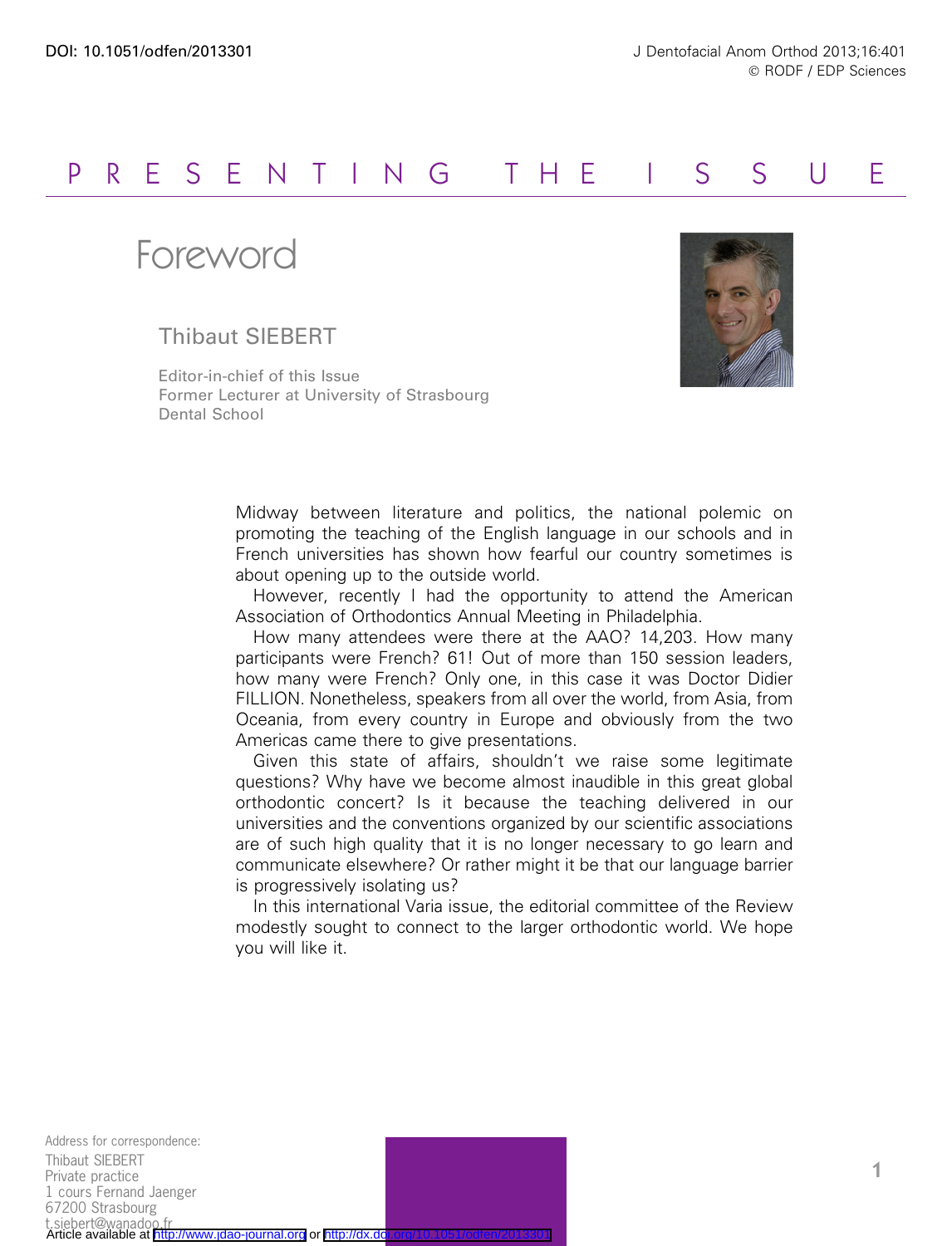# PRESENTING THE ISSUE

## Foreword

Thibaut SIEBERT

Editor-in-chief of this Issue
Former Lecturer at University of Strasbourg
Dental School

Midway between literature and politics, the national polemic on promoting the teaching of the English language in our schools and in French universities has shown how fearful our country sometimes is about opening up to the outside world.

However, recently I had the opportunity to attend the American Association of Orthodontics Annual Meeting in Philadelphia.

How many attendees were there at the AAO? 14,203. How many participants were French? 61! Out of more than 150 session leaders, how many were French? Only one, in this case it was Doctor Didier FILLION. Nonetheless, speakers from all over the world, from Asia, from Oceania, from every country in Europe and obviously from the two Americas came there to give presentations.

Given this state of affairs, shouldn't we raise some legitimate questions? Why have we become almost inaudible in this great global orthodontic concert? Is it because the teaching delivered in our universities and the conventions organized by our scientific associations are of such high quality that it is no longer necessary to go learn and communicate elsewhere? Or rather might it be that our language barrier is progressively isolating us?

In this international Varia issue, the editorial committee of the Review modestly sought to connect to the larger orthodontic world. We hope you will like it.

Address for correspondence:
Thibaut SIEBERT
Private practice
1 cours Fernand Jaenger
67200 Strasbourg
t.siebert@wanadoo.fr

Article available at http://www.jdao-journal.org or http://dx.doi.org/10.1051/odfen/2013301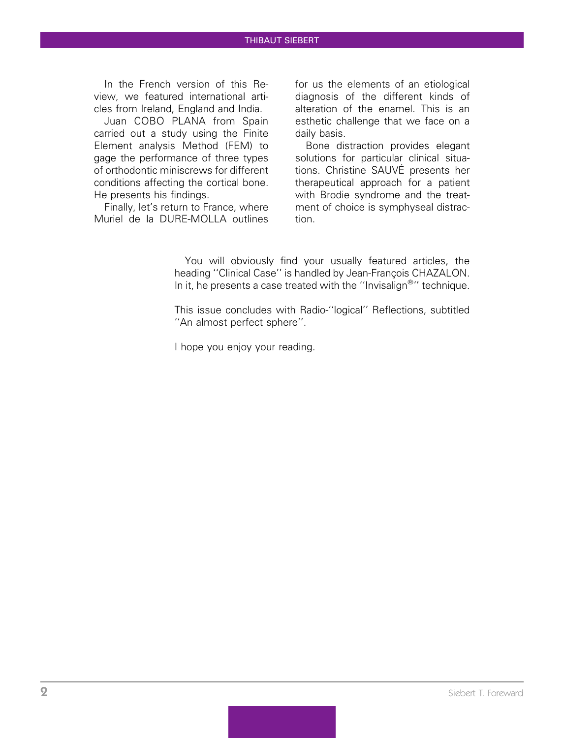In the French version of this Review, we featured international articles from Ireland, England and India.

Juan COBO PLANA from Spain carried out a study using the Finite Element analysis Method (FEM) to gage the performance of three types of orthodontic miniscrews for different conditions affecting the cortical bone. He presents his findings.

Finally, let's return to France, where Muriel de la DURE-MOLLA outlines for us the elements of an etiological diagnosis of the different kinds of alteration of the enamel. This is an esthetic challenge that we face on a daily basis.

Bone distraction provides elegant solutions for particular clinical situations. Christine SAUVÉ presents her therapeutical approach for a patient with Brodie syndrome and the treatment of choice is symphyseal distraction.

You will obviously find your usually featured articles, the heading ''Clinical Case'' is handled by Jean-François CHAZALON. In it, he presents a case treated with the ''Invisalign®'' technique.

This issue concludes with Radio-''logical'' Reflections, subtitled ''An almost perfect sphere''.

I hope you enjoy your reading.